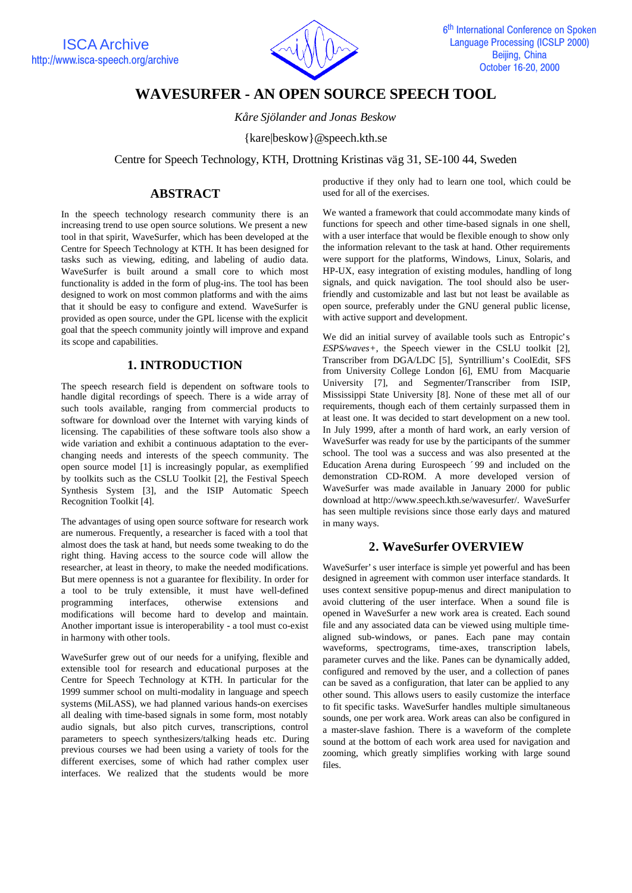# WAVESURFER - AN OPEN SOURCE SPEECH TOOL

*Kåre Sjölander and Jonas Beskow*

{kare|beskow}@speech.kth.se

Centre for Speech Technology, KTH, Drottning Kristinas väg 31, SE-100 44, Sweden

## ABSTRACT

In the speech technology research community there is an increasing trend to use open source solutions. We present a new tool in that spirit, WaveSurfer, which has been developed at the Centre for Speech Technology at KTH. It has been designed for tasks such as viewing, editing, and labeling of audio data. WaveSurfer is built around a small core to which most functionality is added in the form of plug-ins. The tool has been designed to work on most common platforms and with the aims that it should be easy to configure and extend. WaveSurfer is provided as open source, under the GPL license with the explicit goal that the speech community jointly will improve and expand its scope and capabilities.

## 1. INTRODUCTION

The speech research field is dependent on software tools to handle digital recordings of speech. There is a wide array of such tools available, ranging from commercial products to software for download over the Internet with varying kinds of licensing. The capabilities of these software tools also show a wide variation and exhibit a continuous adaptation to the ever-changing needs and interests of the speech community. The open source model [1] is increasingly popular, as exemplified by toolkits such as the CSLU Toolkit [2], the Festival Speech Synthesis System [3], and the ISIP Automatic Speech Recognition Toolkit [4].

The advantages of using open source software for research work are numerous. Frequently, a researcher is faced with a tool that almost does the task at hand, but needs some tweaking to do the right thing. Having access to the source code will allow the researcher, at least in theory, to make the needed modifications. But mere openness is not a guarantee for flexibility. In order for a tool to be truly extensible, it must have well-defined programming interfaces, otherwise extensions and modifications will become hard to develop and maintain. Another important issue is interoperability - a tool must co-exist in harmony with other tools.

WaveSurfer grew out of our needs for a unifying, flexible and extensible tool for research and educational purposes at the Centre for Speech Technology at KTH. In particular for the 1999 summer school on multi-modality in language and speech systems (MiLASS), we had planned various hands-on exercises all dealing with time-based signals in some form, most notably audio signals, but also pitch curves, transcriptions, control parameters to speech synthesizers/talking heads etc. During previous courses we had been using a variety of tools for the different exercises, some of which had rather complex user interfaces. We realized that the students would be more productive if they only had to learn one tool, which could be used for all of the exercises.

We wanted a framework that could accommodate many kinds of functions for speech and other time-based signals in one shell, with a user interface that would be flexible enough to show only the information relevant to the task at hand. Other requirements were support for the platforms, Windows, Linux, Solaris, and HP-UX, easy integration of existing modules, handling of long signals, and quick navigation. The tool should also be user-friendly and customizable and last but not least be available as open source, preferably under the GNU general public license, with active support and development.

We did an initial survey of available tools such as Entropic's *ESPS/waves+*, the Speech viewer in the CSLU toolkit [2], Transcriber from DGA/LDC [5], Syntrillium's CoolEdit, SFS from University College London [6], EMU from Macquarie University [7], and Segmenter/Transcriber from ISIP, Mississippi State University [8]. None of these met all of our requirements, though each of them certainly surpassed them in at least one. It was decided to start development on a new tool. In July 1999, after a month of hard work, an early version of WaveSurfer was ready for use by the participants of the summer school. The tool was a success and was also presented at the Education Arena during Eurospeech ´99 and included on the demonstration CD-ROM. A more developed version of WaveSurfer was made available in January 2000 for public download at http://www.speech.kth.se/wavesurfer/. WaveSurfer has seen multiple revisions since those early days and matured in many ways.

## 2. WaveSurfer OVERVIEW

WaveSurfer's user interface is simple yet powerful and has been designed in agreement with common user interface standards. It uses context sensitive popup-menus and direct manipulation to avoid cluttering of the user interface. When a sound file is opened in WaveSurfer a new work area is created. Each sound file and any associated data can be viewed using multiple time-aligned sub-windows, or panes. Each pane may contain waveforms, spectrograms, time-axes, transcription labels, parameter curves and the like. Panes can be dynamically added, configured and removed by the user, and a collection of panes can be saved as a configuration, that later can be applied to any other sound. This allows users to easily customize the interface to fit specific tasks. WaveSurfer handles multiple simultaneous sounds, one per work area. Work areas can also be configured in a master-slave fashion. There is a waveform of the complete sound at the bottom of each work area used for navigation and zooming, which greatly simplifies working with large sound files.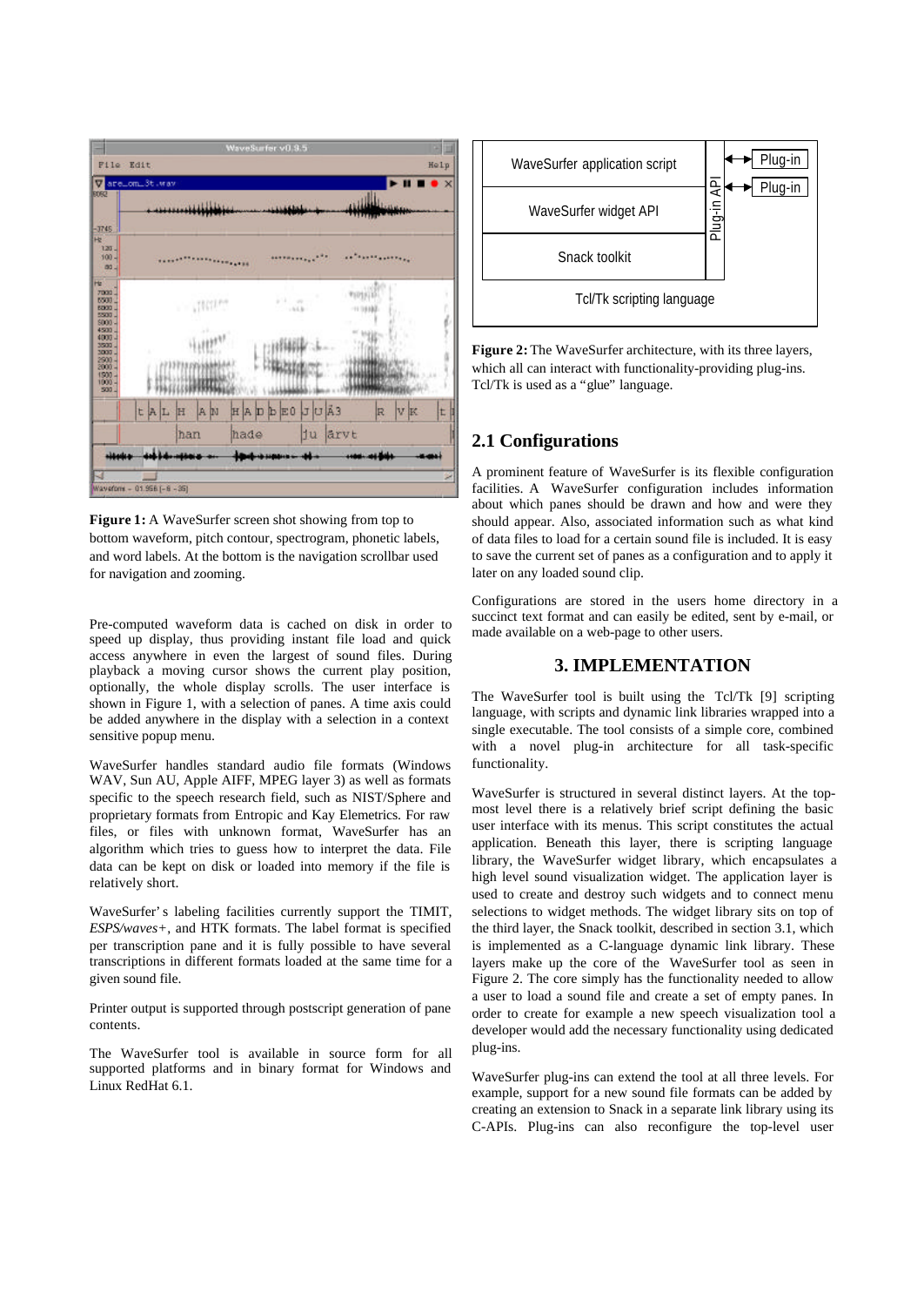**Figure 1:** A WaveSurfer screen shot showing from top to bottom waveform, pitch contour, spectrogram, phonetic labels, and word labels. At the bottom is the navigation scrollbar used for navigation and zooming.

Pre-computed waveform data is cached on disk in order to speed up display, thus providing instant file load and quick access anywhere in even the largest of sound files. During playback a moving cursor shows the current play position, optionally, the whole display scrolls. The user interface is shown in Figure 1, with a selection of panes. A time axis could be added anywhere in the display with a selection in a context sensitive popup menu.

WaveSurfer handles standard audio file formats (Windows WAV, Sun AU, Apple AIFF, MPEG layer 3) as well as formats specific to the speech research field, such as NIST/Sphere and proprietary formats from Entropic and Kay Elemetrics. For raw files, or files with unknown format, WaveSurfer has an algorithm which tries to guess how to interpret the data. File data can be kept on disk or loaded into memory if the file is relatively short.

WaveSurfer's labeling facilities currently support the TIMIT, *ESPS/waves+*, and HTK formats. The label format is specified per transcription pane and it is fully possible to have several transcriptions in different formats loaded at the same time for a given sound file.

Printer output is supported through postscript generation of pane contents.

The WaveSurfer tool is available in source form for all supported platforms and in binary format for Windows and Linux RedHat 6.1.

**Figure 2:** The WaveSurfer architecture, with its three layers, which all can interact with functionality-providing plug-ins. Tcl/Tk is used as a "glue" language.

## 2.1 Configurations

A prominent feature of WaveSurfer is its flexible configuration facilities. A WaveSurfer configuration includes information about which panes should be drawn and how and were they should appear. Also, associated information such as what kind of data files to load for a certain sound file is included. It is easy to save the current set of panes as a configuration and to apply it later on any loaded sound clip.

Configurations are stored in the users home directory in a succinct text format and can easily be edited, sent by e-mail, or made available on a web-page to other users.

# 3. IMPLEMENTATION

The WaveSurfer tool is built using the Tcl/Tk [9] scripting language, with scripts and dynamic link libraries wrapped into a single executable. The tool consists of a simple core, combined with a novel plug-in architecture for all task-specific functionality.

WaveSurfer is structured in several distinct layers. At the top-most level there is a relatively brief script defining the basic user interface with its menus. This script constitutes the actual application. Beneath this layer, there is scripting language library, the WaveSurfer widget library, which encapsulates a high level sound visualization widget. The application layer is used to create and destroy such widgets and to connect menu selections to widget methods. The widget library sits on top of the third layer, the Snack toolkit, described in section 3.1, which is implemented as a C-language dynamic link library. These layers make up the core of the WaveSurfer tool as seen in Figure 2. The core simply has the functionality needed to allow a user to load a sound file and create a set of empty panes. In order to create for example a new speech visualization tool a developer would add the necessary functionality using dedicated plug-ins.

WaveSurfer plug-ins can extend the tool at all three levels. For example, support for a new sound file formats can be added by creating an extension to Snack in a separate link library using its C-APIs. Plug-ins can also reconfigure the top-level user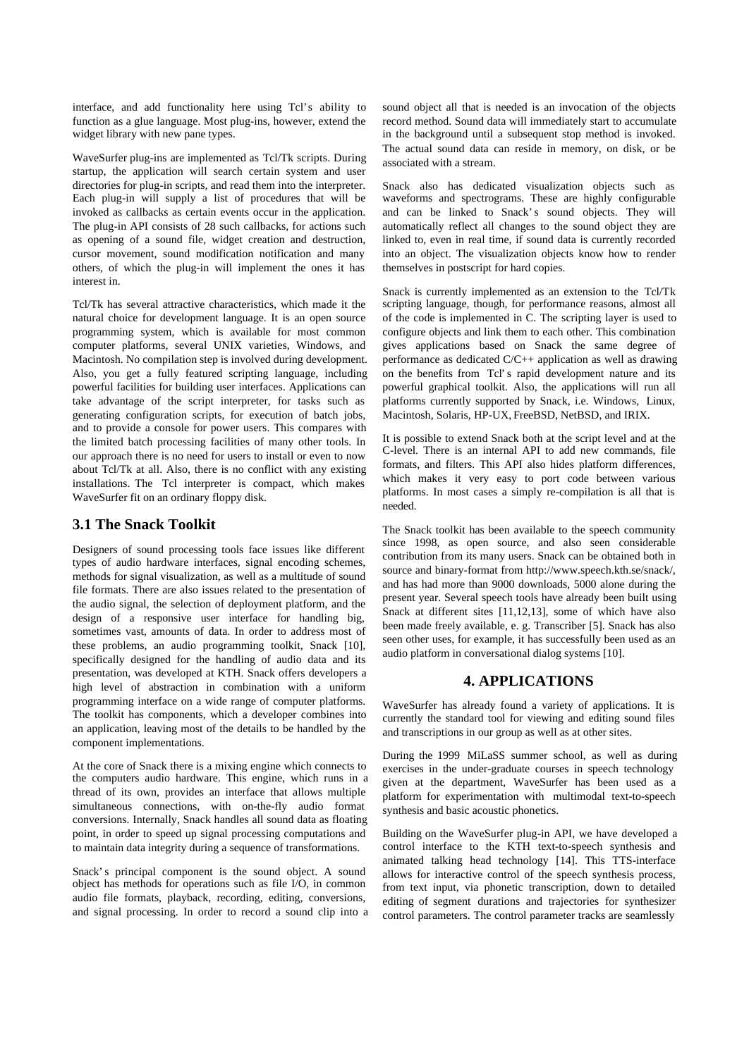interface, and add functionality here using Tcl's ability to function as a glue language. Most plug-ins, however, extend the widget library with new pane types.

WaveSurfer plug-ins are implemented as Tcl/Tk scripts. During startup, the application will search certain system and user directories for plug-in scripts, and read them into the interpreter. Each plug-in will supply a list of procedures that will be invoked as callbacks as certain events occur in the application. The plug-in API consists of 28 such callbacks, for actions such as opening of a sound file, widget creation and destruction, cursor movement, sound modification notification and many others, of which the plug-in will implement the ones it has interest in.

Tcl/Tk has several attractive characteristics, which made it the natural choice for development language. It is an open source programming system, which is available for most common computer platforms, several UNIX varieties, Windows, and Macintosh. No compilation step is involved during development. Also, you get a fully featured scripting language, including powerful facilities for building user interfaces. Applications can take advantage of the script interpreter, for tasks such as generating configuration scripts, for execution of batch jobs, and to provide a console for power users. This compares with the limited batch processing facilities of many other tools. In our approach there is no need for users to install or even to now about Tcl/Tk at all. Also, there is no conflict with any existing installations. The Tcl interpreter is compact, which makes WaveSurfer fit on an ordinary floppy disk.

### 3.1 The Snack Toolkit

Designers of sound processing tools face issues like different types of audio hardware interfaces, signal encoding schemes, methods for signal visualization, as well as a multitude of sound file formats. There are also issues related to the presentation of the audio signal, the selection of deployment platform, and the design of a responsive user interface for handling big, sometimes vast, amounts of data. In order to address most of these problems, an audio programming toolkit, Snack [10], specifically designed for the handling of audio data and its presentation, was developed at KTH. Snack offers developers a high level of abstraction in combination with a uniform programming interface on a wide range of computer platforms. The toolkit has components, which a developer combines into an application, leaving most of the details to be handled by the component implementations.

At the core of Snack there is a mixing engine which connects to the computers audio hardware. This engine, which runs in a thread of its own, provides an interface that allows multiple simultaneous connections, with on-the-fly audio format conversions. Internally, Snack handles all sound data as floating point, in order to speed up signal processing computations and to maintain data integrity during a sequence of transformations.

Snack's principal component is the sound object. A sound object has methods for operations such as file I/O, in common audio file formats, playback, recording, editing, conversions, and signal processing. In order to record a sound clip into a sound object all that is needed is an invocation of the objects record method. Sound data will immediately start to accumulate in the background until a subsequent stop method is invoked. The actual sound data can reside in memory, on disk, or be associated with a stream.

Snack also has dedicated visualization objects such as waveforms and spectrograms. These are highly configurable and can be linked to Snack's sound objects. They will automatically reflect all changes to the sound object they are linked to, even in real time, if sound data is currently recorded into an object. The visualization objects know how to render themselves in postscript for hard copies.

Snack is currently implemented as an extension to the Tcl/Tk scripting language, though, for performance reasons, almost all of the code is implemented in C. The scripting layer is used to configure objects and link them to each other. This combination gives applications based on Snack the same degree of performance as dedicated C/C++ application as well as drawing on the benefits from Tcl's rapid development nature and its powerful graphical toolkit. Also, the applications will run all platforms currently supported by Snack, i.e. Windows, Linux, Macintosh, Solaris, HP-UX, FreeBSD, NetBSD, and IRIX.

It is possible to extend Snack both at the script level and at the C-level. There is an internal API to add new commands, file formats, and filters. This API also hides platform differences, which makes it very easy to port code between various platforms. In most cases a simply re-compilation is all that is needed.

The Snack toolkit has been available to the speech community since 1998, as open source, and also seen considerable contribution from its many users. Snack can be obtained both in source and binary-format from http://www.speech.kth.se/snack/, and has had more than 9000 downloads, 5000 alone during the present year. Several speech tools have already been built using Snack at different sites [11,12,13], some of which have also been made freely available, e. g. Transcriber [5]. Snack has also seen other uses, for example, it has successfully been used as an audio platform in conversational dialog systems [10].

## 4. APPLICATIONS

WaveSurfer has already found a variety of applications. It is currently the standard tool for viewing and editing sound files and transcriptions in our group as well as at other sites.

During the 1999 MiLaSS summer school, as well as during exercises in the under-graduate courses in speech technology given at the department, WaveSurfer has been used as a platform for experimentation with multimodal text-to-speech synthesis and basic acoustic phonetics.

Building on the WaveSurfer plug-in API, we have developed a control interface to the KTH text-to-speech synthesis and animated talking head technology [14]. This TTS-interface allows for interactive control of the speech synthesis process, from text input, via phonetic transcription, down to detailed editing of segment durations and trajectories for synthesizer control parameters. The control parameter tracks are seamlessly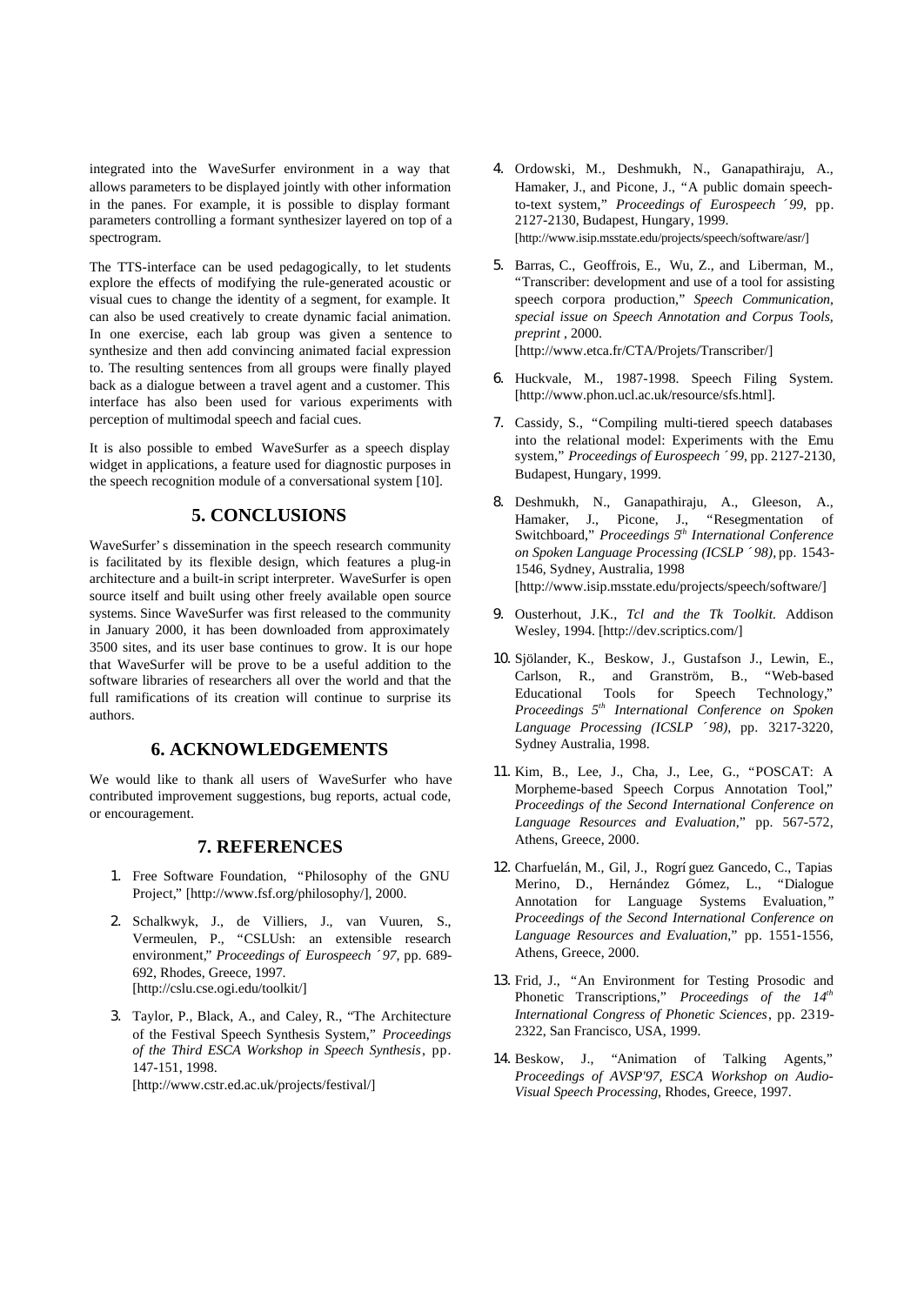integrated into the WaveSurfer environment in a way that allows parameters to be displayed jointly with other information in the panes. For example, it is possible to display formant parameters controlling a formant synthesizer layered on top of a spectrogram.

The TTS-interface can be used pedagogically, to let students explore the effects of modifying the rule-generated acoustic or visual cues to change the identity of a segment, for example. It can also be used creatively to create dynamic facial animation. In one exercise, each lab group was given a sentence to synthesize and then add convincing animated facial expression to. The resulting sentences from all groups were finally played back as a dialogue between a travel agent and a customer. This interface has also been used for various experiments with perception of multimodal speech and facial cues.

It is also possible to embed WaveSurfer as a speech display widget in applications, a feature used for diagnostic purposes in the speech recognition module of a conversational system [10].

## 5. CONCLUSIONS

WaveSurfer's dissemination in the speech research community is facilitated by its flexible design, which features a plug-in architecture and a built-in script interpreter. WaveSurfer is open source itself and built using other freely available open source systems. Since WaveSurfer was first released to the community in January 2000, it has been downloaded from approximately 3500 sites, and its user base continues to grow. It is our hope that WaveSurfer will be prove to be a useful addition to the software libraries of researchers all over the world and that the full ramifications of its creation will continue to surprise its authors.

## 6. ACKNOWLEDGEMENTS

We would like to thank all users of WaveSurfer who have contributed improvement suggestions, bug reports, actual code, or encouragement.

## 7. REFERENCES

1. Free Software Foundation, "Philosophy of the GNU Project," [http://www.fsf.org/philosophy/], 2000.
2. Schalkwyk, J., de Villiers, J., van Vuuren, S., Vermeulen, P., "CSLUsh: an extensible research environment," *Proceedings of Eurospeech ´97*, pp. 689-692, Rhodes, Greece, 1997. [http://cslu.cse.ogi.edu/toolkit/]
3. Taylor, P., Black, A., and Caley, R., "The Architecture of the Festival Speech Synthesis System," *Proceedings of the Third ESCA Workshop in Speech Synthesis*, pp. 147-151, 1998. [http://www.cstr.ed.ac.uk/projects/festival/]
4. Ordowski, M., Deshmukh, N., Ganapathiraju, A., Hamaker, J., and Picone, J., "A public domain speech-to-text system," *Proceedings of Eurospeech ´99*, pp. 2127-2130, Budapest, Hungary, 1999. [http://www.isip.msstate.edu/projects/speech/software/asr/]
5. Barras, C., Geoffrois, E., Wu, Z., and Liberman, M., "Transcriber: development and use of a tool for assisting speech corpora production," *Speech Communication, special issue on Speech Annotation and Corpus Tools, preprint*, 2000. [http://www.etca.fr/CTA/Projets/Transcriber/]
6. Huckvale, M., 1987-1998. Speech Filing System. [http://www.phon.ucl.ac.uk/resource/sfs.html].
7. Cassidy, S., "Compiling multi-tiered speech databases into the relational model: Experiments with the Emu system," *Proceedings of Eurospeech ´99*, pp. 2127-2130, Budapest, Hungary, 1999.
8. Deshmukh, N., Ganapathiraju, A., Gleeson, A., Hamaker, J., Picone, J., "Resegmentation of Switchboard," *Proceedings 5th International Conference on Spoken Language Processing (ICSLP ´98)*, pp. 1543-1546, Sydney, Australia, 1998 [http://www.isip.msstate.edu/projects/speech/software/]
9. Ousterhout, J.K., *Tcl and the Tk Toolkit.* Addison Wesley, 1994. [http://dev.scriptics.com/]
10. Sjölander, K., Beskow, J., Gustafson J., Lewin, E., Carlson, R., and Granström, B., "Web-based Educational Tools for Speech Technology," *Proceedings 5th International Conference on Spoken Language Processing (ICSLP ´98)*, pp. 3217-3220, Sydney Australia, 1998.
11. Kim, B., Lee, J., Cha, J., Lee, G., "POSCAT: A Morpheme-based Speech Corpus Annotation Tool," *Proceedings of the Second International Conference on Language Resources and Evaluation*," pp. 567-572, Athens, Greece, 2000.
12. Charfuelán, M., Gil, J., Rogríguez Gancedo, C., Tapias Merino, D., Hernández Gómez, L., "Dialogue Annotation for Language Systems Evaluation," *Proceedings of the Second International Conference on Language Resources and Evaluation*," pp. 1551-1556, Athens, Greece, 2000.
13. Frid, J., "An Environment for Testing Prosodic and Phonetic Transcriptions," *Proceedings of the 14th International Congress of Phonetic Sciences*, pp. 2319-2322, San Francisco, USA, 1999.
14. Beskow, J., "Animation of Talking Agents," *Proceedings of AVSP'97, ESCA Workshop on Audio-Visual Speech Processing*, Rhodes, Greece, 1997.